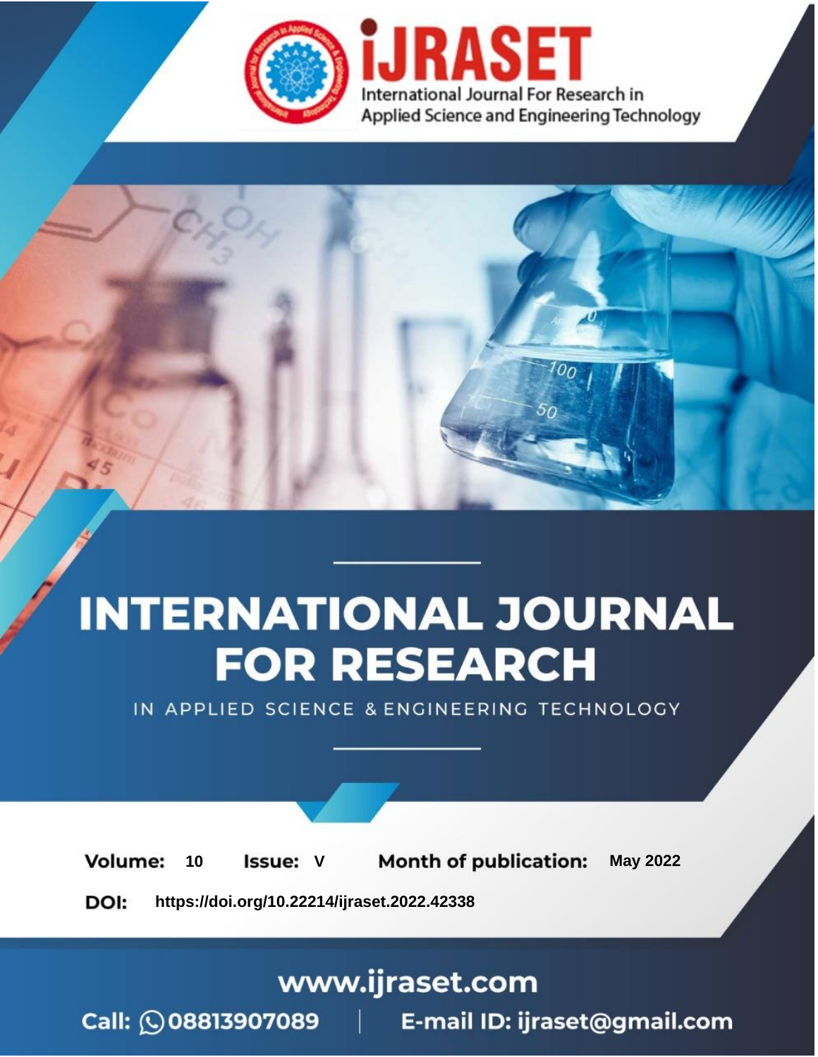iJRASET

International Journal For Research in Applied Science and Engineering Technology

# INTERNATIONAL JOURNAL FOR RESEARCH

IN APPLIED SCIENCE & ENGINEERING TECHNOLOGY

**Volume:** 10 **Issue:** V **Month of publication:** May 2022

**DOI:** https://doi.org/10.22214/ijraset.2022.42338

www.ijraset.com

Call: 08813907089 | E-mail ID: ijraset@gmail.com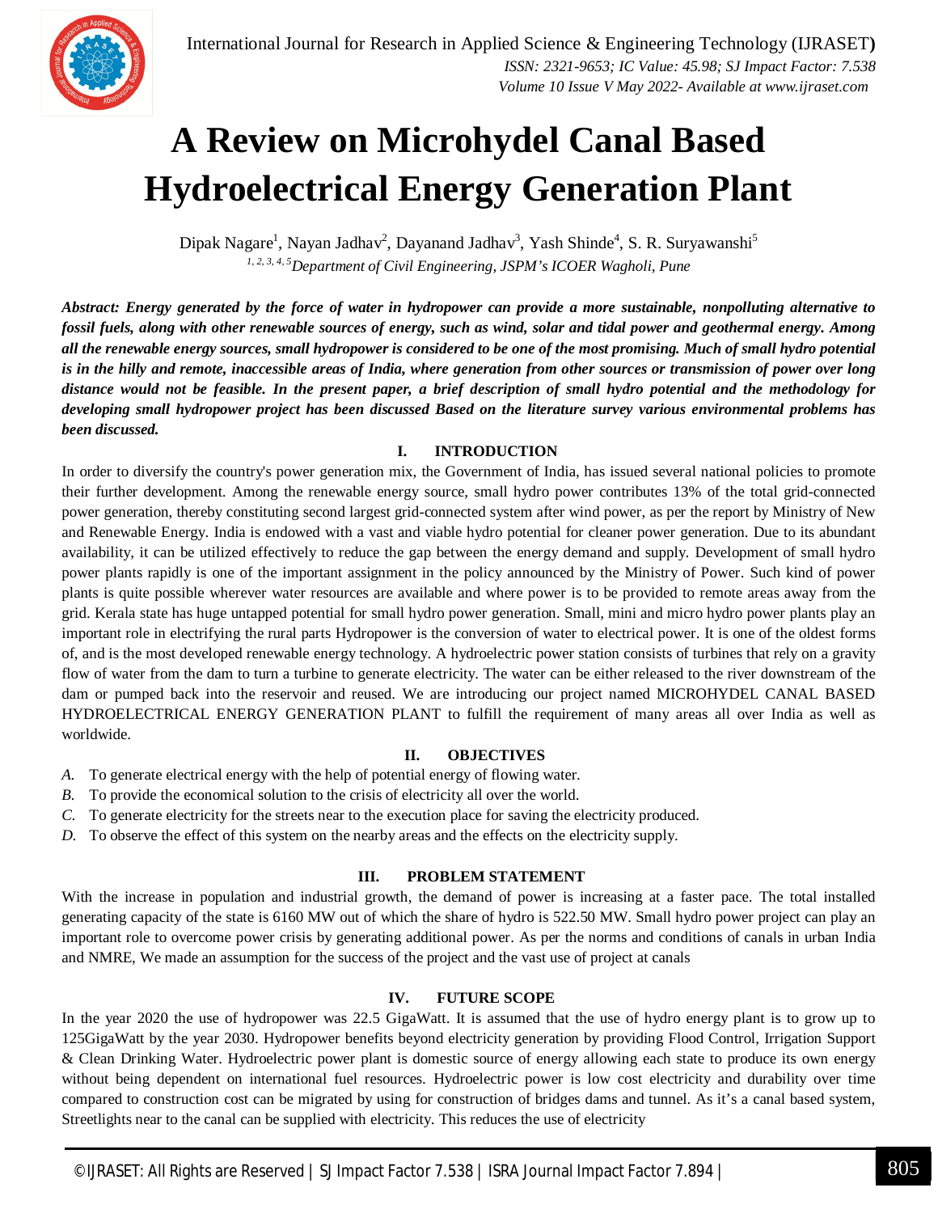# A Review on Microhydel Canal Based Hydroelectrical Energy Generation Plant

Dipak Nagare[1], Nayan Jadhav[2], Dayanand Jadhav[3], Yash Shinde[4], S. R. Suryawanshi[5]

[1, 2, 3, 4, 5]*Department of Civil Engineering, JSPM's ICOER Wagholi, Pune*

***Abstract:** Energy generated by the force of water in hydropower can provide a more sustainable, nonpolluting alternative to fossil fuels, along with other renewable sources of energy, such as wind, solar and tidal power and geothermal energy. Among all the renewable energy sources, small hydropower is considered to be one of the most promising. Much of small hydro potential is in the hilly and remote, inaccessible areas of India, where generation from other sources or transmission of power over long distance would not be feasible. In the present paper, a brief description of small hydro potential and the methodology for developing small hydropower project has been discussed Based on the literature survey various environmental problems has been discussed.*

## I. INTRODUCTION

In order to diversify the country's power generation mix, the Government of India, has issued several national policies to promote their further development. Among the renewable energy source, small hydro power contributes 13% of the total grid-connected power generation, thereby constituting second largest grid-connected system after wind power, as per the report by Ministry of New and Renewable Energy. India is endowed with a vast and viable hydro potential for cleaner power generation. Due to its abundant availability, it can be utilized effectively to reduce the gap between the energy demand and supply. Development of small hydro power plants rapidly is one of the important assignment in the policy announced by the Ministry of Power. Such kind of power plants is quite possible wherever water resources are available and where power is to be provided to remote areas away from the grid. Kerala state has huge untapped potential for small hydro power generation. Small, mini and micro hydro power plants play an important role in electrifying the rural parts Hydropower is the conversion of water to electrical power. It is one of the oldest forms of, and is the most developed renewable energy technology. A hydroelectric power station consists of turbines that rely on a gravity flow of water from the dam to turn a turbine to generate electricity. The water can be either released to the river downstream of the dam or pumped back into the reservoir and reused. We are introducing our project named MICROHYDEL CANAL BASED HYDROELECTRICAL ENERGY GENERATION PLANT to fulfill the requirement of many areas all over India as well as worldwide.

## II. OBJECTIVES

*A.* To generate electrical energy with the help of potential energy of flowing water.
*B.* To provide the economical solution to the crisis of electricity all over the world.
*C.* To generate electricity for the streets near to the execution place for saving the electricity produced.
*D.* To observe the effect of this system on the nearby areas and the effects on the electricity supply.

## III. PROBLEM STATEMENT

With the increase in population and industrial growth, the demand of power is increasing at a faster pace. The total installed generating capacity of the state is 6160 MW out of which the share of hydro is 522.50 MW. Small hydro power project can play an important role to overcome power crisis by generating additional power. As per the norms and conditions of canals in urban India and NMRE, We made an assumption for the success of the project and the vast use of project at canals

## IV. FUTURE SCOPE

In the year 2020 the use of hydropower was 22.5 GigaWatt. It is assumed that the use of hydro energy plant is to grow up to 125GigaWatt by the year 2030. Hydropower benefits beyond electricity generation by providing Flood Control, Irrigation Support & Clean Drinking Water. Hydroelectric power plant is domestic source of energy allowing each state to produce its own energy without being dependent on international fuel resources. Hydroelectric power is low cost electricity and durability over time compared to construction cost can be migrated by using for construction of bridges dams and tunnel. As it's a canal based system, Streetlights near to the canal can be supplied with electricity. This reduces the use of electricity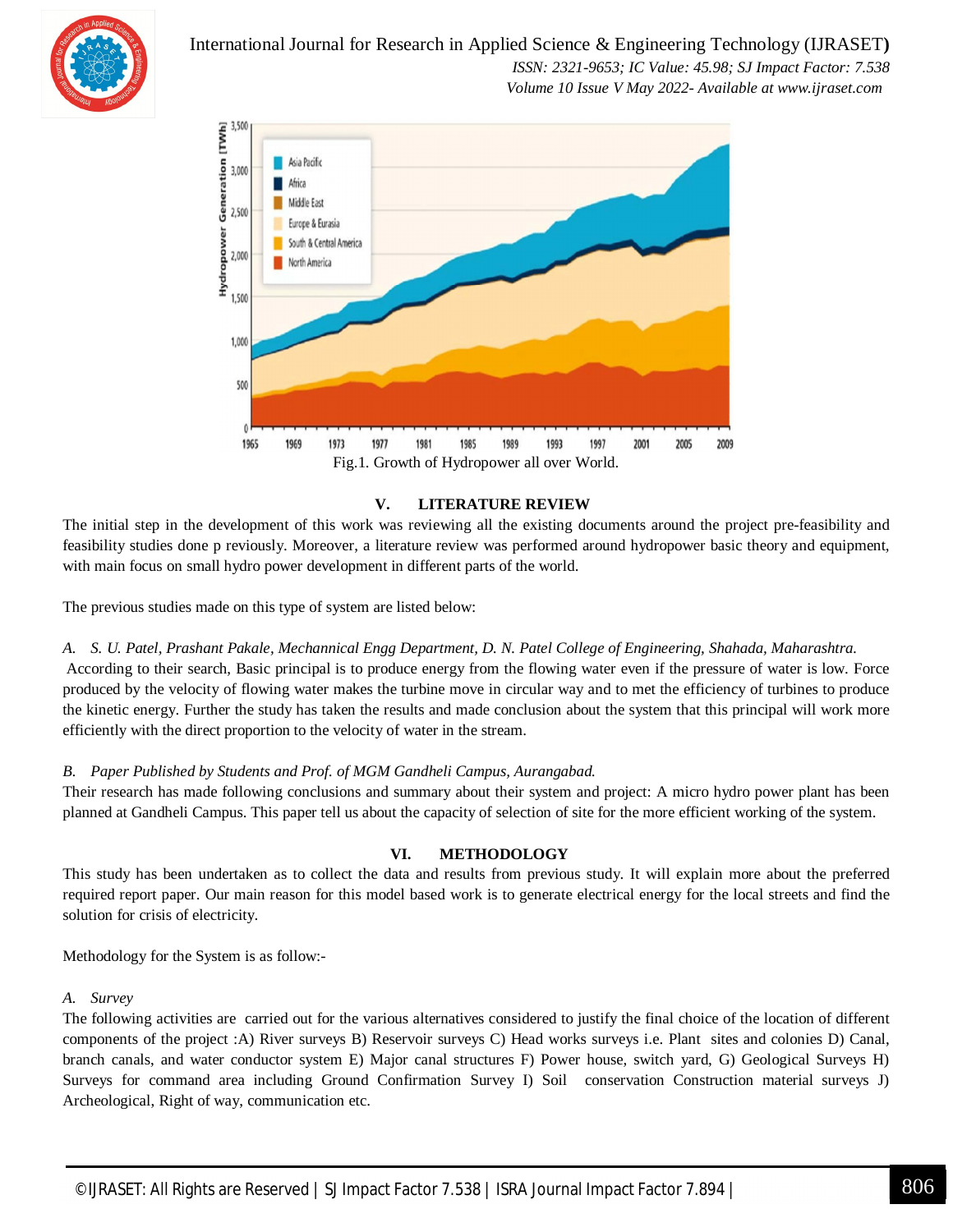Fig.1. Growth of Hydropower all over World.

## V. LITERATURE REVIEW

The initial step in the development of this work was reviewing all the existing documents around the project pre-feasibility and feasibility studies done p reviously. Moreover, a literature review was performed around hydropower basic theory and equipment, with main focus on small hydro power development in different parts of the world.

The previous studies made on this type of system are listed below:

*A. S. U. Patel, Prashant Pakale, Mechannical Engg Department, D. N. Patel College of Engineering, Shahada, Maharashtra.*

According to their search, Basic principal is to produce energy from the flowing water even if the pressure of water is low. Force produced by the velocity of flowing water makes the turbine move in circular way and to met the efficiency of turbines to produce the kinetic energy. Further the study has taken the results and made conclusion about the system that this principal will work more efficiently with the direct proportion to the velocity of water in the stream.

*B. Paper Published by Students and Prof. of MGM Gandheli Campus, Aurangabad.*

Their research has made following conclusions and summary about their system and project: A micro hydro power plant has been planned at Gandheli Campus. This paper tell us about the capacity of selection of site for the more efficient working of the system.

## VI. METHODOLOGY

This study has been undertaken as to collect the data and results from previous study. It will explain more about the preferred required report paper. Our main reason for this model based work is to generate electrical energy for the local streets and find the solution for crisis of electricity.

Methodology for the System is as follow:-

*A. Survey*

The following activities are carried out for the various alternatives considered to justify the final choice of the location of different components of the project :A) River surveys B) Reservoir surveys C) Head works surveys i.e. Plant sites and colonies D) Canal, branch canals, and water conductor system E) Major canal structures F) Power house, switch yard, G) Geological Surveys H) Surveys for command area including Ground Confirmation Survey I) Soil conservation Construction material surveys J) Archeological, Right of way, communication etc.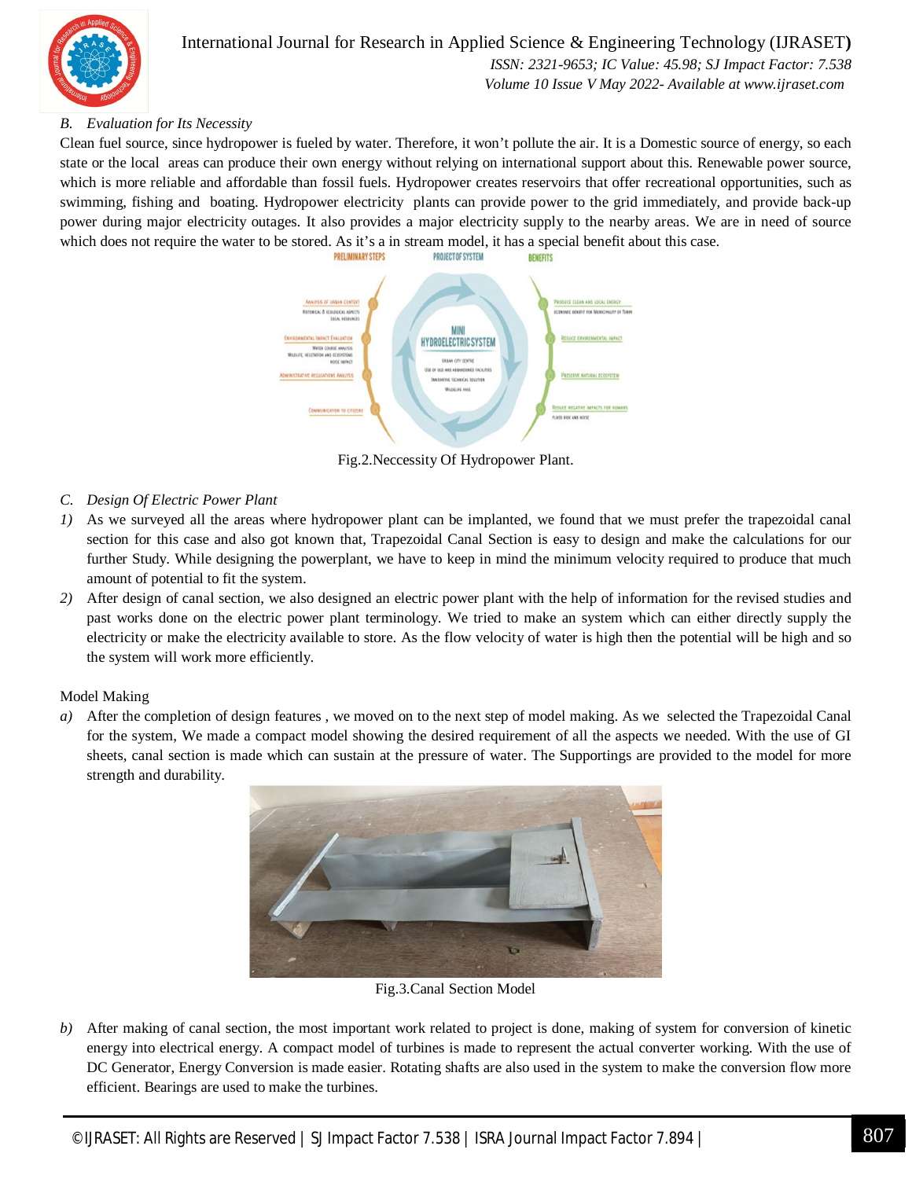### B. *Evaluation for Its Necessity*

Clean fuel source, since hydropower is fueled by water. Therefore, it won't pollute the air. It is a Domestic source of energy, so each state or the local areas can produce their own energy without relying on international support about this. Renewable power source, which is more reliable and affordable than fossil fuels. Hydropower creates reservoirs that offer recreational opportunities, such as swimming, fishing and boating. Hydropower electricity plants can provide power to the grid immediately, and provide back-up power during major electricity outages. It also provides a major electricity supply to the nearby areas. We are in need of source which does not require the water to be stored. As it's a in stream model, it has a special benefit about this case.

Fig.2.Neccessity Of Hydropower Plant.

### C. *Design Of Electric Power Plant*

1) As we surveyed all the areas where hydropower plant can be implanted, we found that we must prefer the trapezoidal canal section for this case and also got known that, Trapezoidal Canal Section is easy to design and make the calculations for our further Study. While designing the powerplant, we have to keep in mind the minimum velocity required to produce that much amount of potential to fit the system.
2) After design of canal section, we also designed an electric power plant with the help of information for the revised studies and past works done on the electric power plant terminology. We tried to make an system which can either directly supply the electricity or make the electricity available to store. As the flow velocity of water is high then the potential will be high and so the system will work more efficiently.

Model Making

a) After the completion of design features , we moved on to the next step of model making. As we selected the Trapezoidal Canal for the system, We made a compact model showing the desired requirement of all the aspects we needed. With the use of GI sheets, canal section is made which can sustain at the pressure of water. The Supportings are provided to the model for more strength and durability.

Fig.3.Canal Section Model

b) After making of canal section, the most important work related to project is done, making of system for conversion of kinetic energy into electrical energy. A compact model of turbines is made to represent the actual converter working. With the use of DC Generator, Energy Conversion is made easier. Rotating shafts are also used in the system to make the conversion flow more efficient. Bearings are used to make the turbines.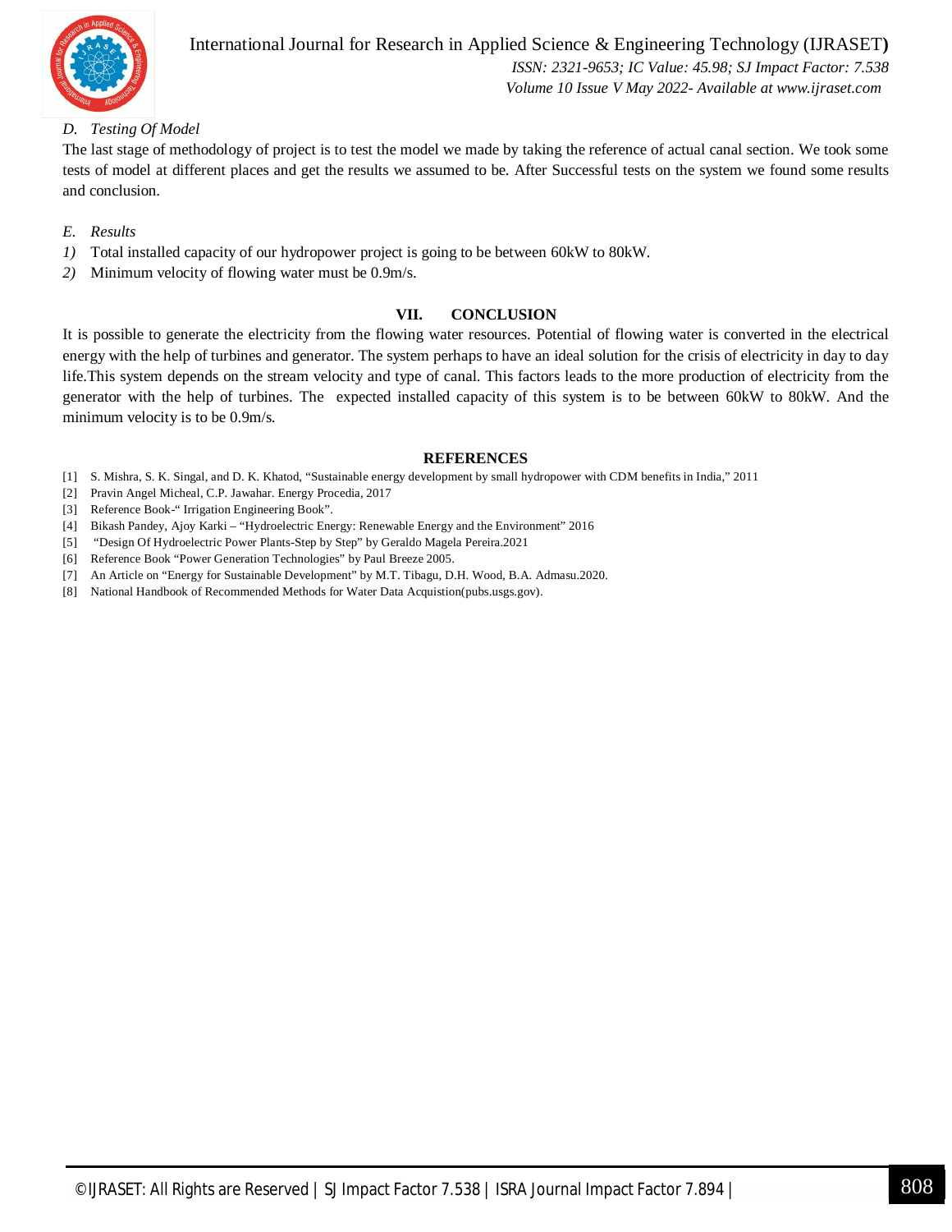### *D. Testing Of Model*

The last stage of methodology of project is to test the model we made by taking the reference of actual canal section. We took some tests of model at different places and get the results we assumed to be. After Successful tests on the system we found some results and conclusion.

### *E. Results*

1) Total installed capacity of our hydropower project is going to be between 60kW to 80kW.
2) Minimum velocity of flowing water must be 0.9m/s.

## VII. CONCLUSION

It is possible to generate the electricity from the flowing water resources. Potential of flowing water is converted in the electrical energy with the help of turbines and generator. The system perhaps to have an ideal solution for the crisis of electricity in day to day life.This system depends on the stream velocity and type of canal. This factors leads to the more production of electricity from the generator with the help of turbines. The expected installed capacity of this system is to be between 60kW to 80kW. And the minimum velocity is to be 0.9m/s.

## REFERENCES

[1] S. Mishra, S. K. Singal, and D. K. Khatod, "Sustainable energy development by small hydropower with CDM benefits in India," 2011

[2] Pravin Angel Micheal, C.P. Jawahar. Energy Procedia, 2017

[3] Reference Book-" Irrigation Engineering Book".

[4] Bikash Pandey, Ajoy Karki – "Hydroelectric Energy: Renewable Energy and the Environment" 2016

[5] "Design Of Hydroelectric Power Plants-Step by Step" by Geraldo Magela Pereira.2021

[6] Reference Book "Power Generation Technologies" by Paul Breeze 2005.

[7] An Article on "Energy for Sustainable Development" by M.T. Tibagu, D.H. Wood, B.A. Admasu.2020.

[8] National Handbook of Recommended Methods for Water Data Acquistion(pubs.usgs.gov).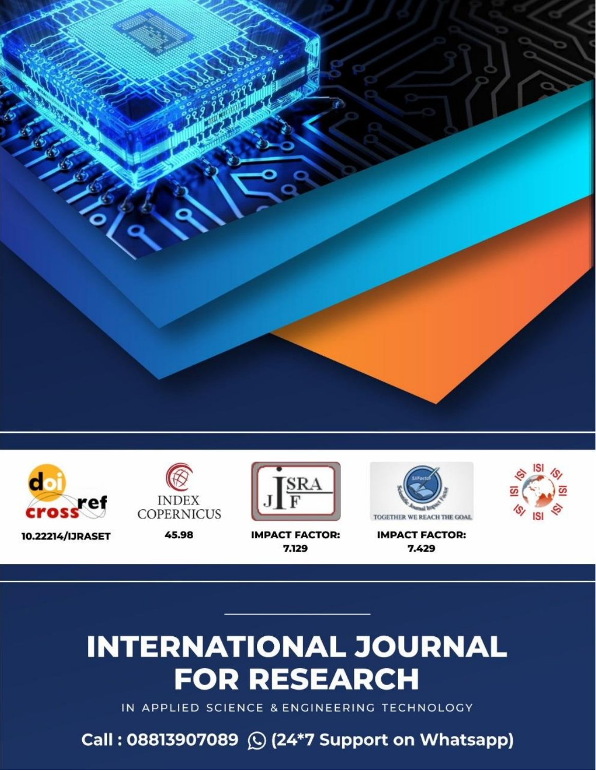10.22214/IJRASET

INDEX COPERNICUS

45.98

IMPACT FACTOR: 7.129

IMPACT FACTOR: 7.429

# INTERNATIONAL JOURNAL FOR RESEARCH

IN APPLIED SCIENCE & ENGINEERING TECHNOLOGY

Call : 08813907089 (24*7 Support on Whatsapp)